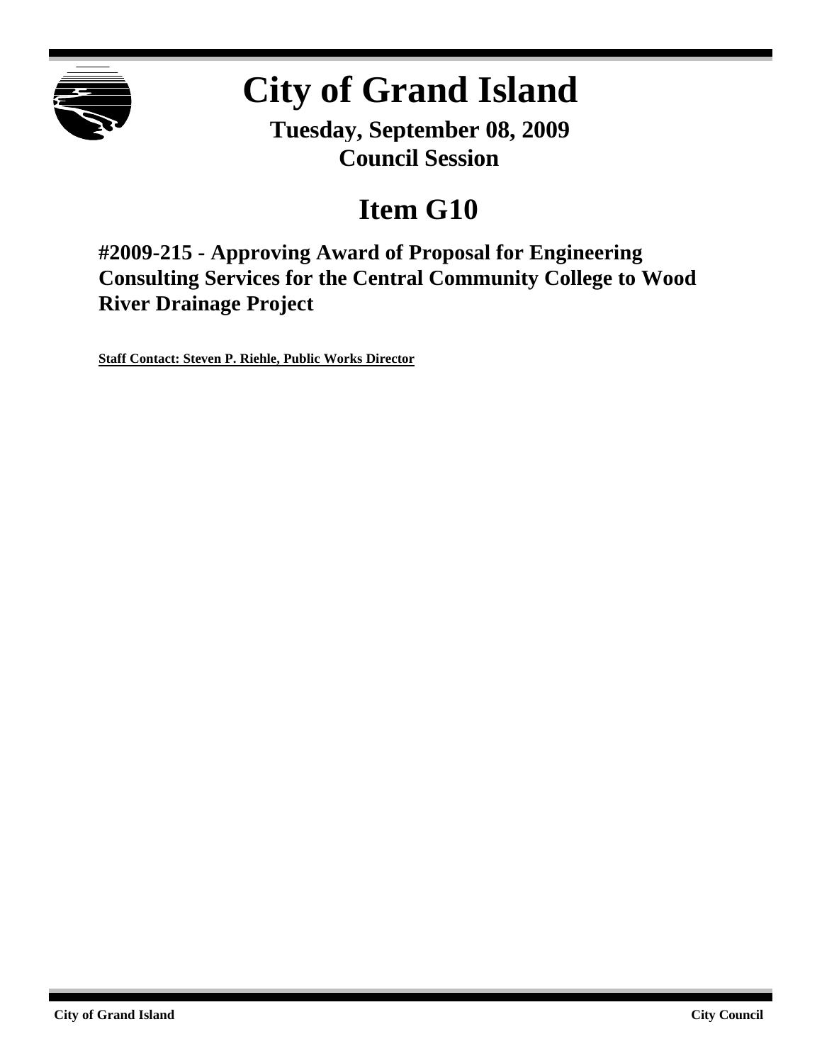# City of Grand Island

**Tuesday, September 08, 2009**
**Council Session**

## Item G10

### #2009-215 - Approving Award of Proposal for Engineering Consulting Services for the Central Community College to Wood River Drainage Project

**Staff Contact: Steven P. Riehle, Public Works Director**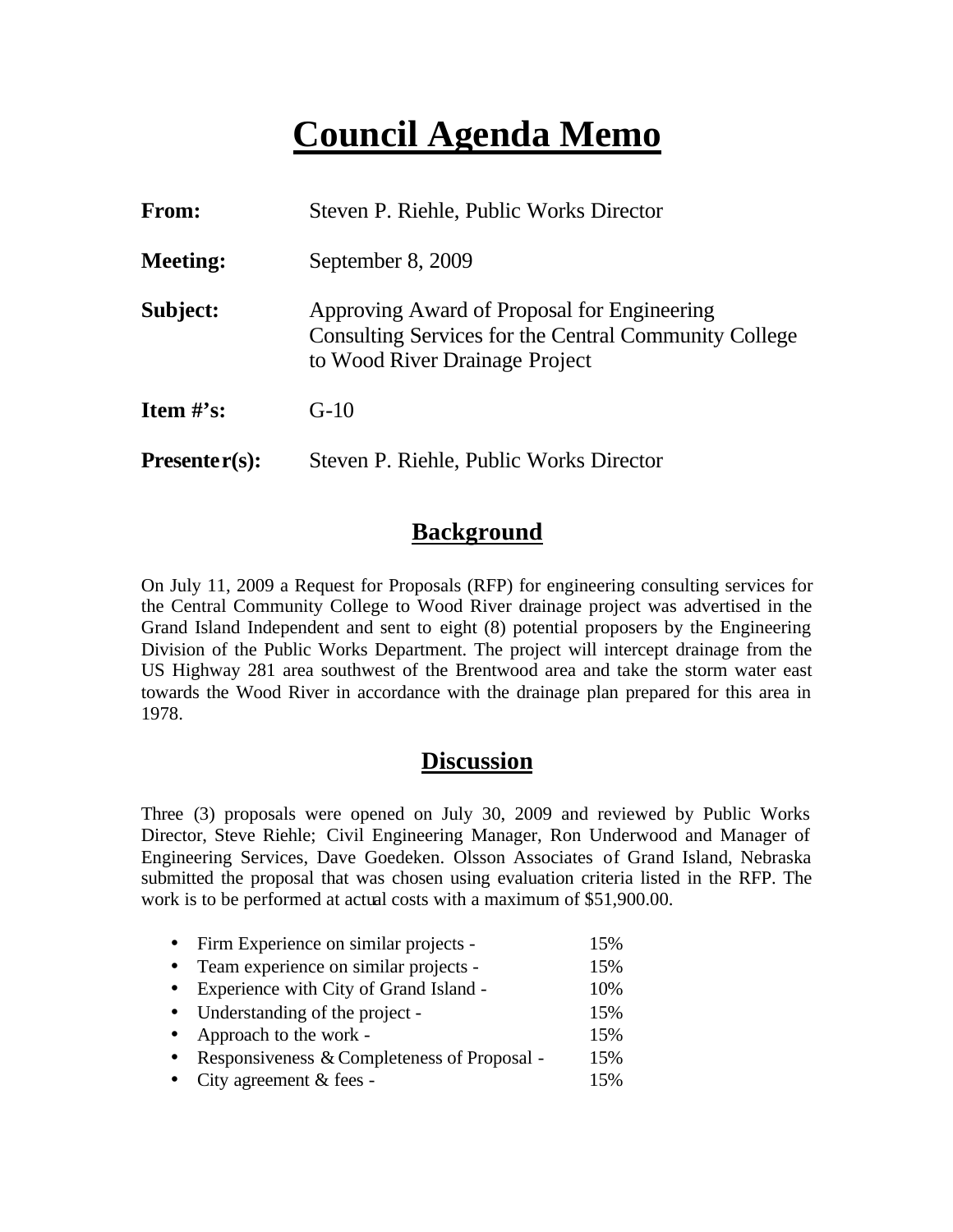# Council Agenda Memo

**From:** Steven P. Riehle, Public Works Director

**Meeting:** September 8, 2009

**Subject:** Approving Award of Proposal for Engineering Consulting Services for the Central Community College to Wood River Drainage Project

**Item #'s:** G-10

**Presenter(s):** Steven P. Riehle, Public Works Director

## Background

On July 11, 2009 a Request for Proposals (RFP) for engineering consulting services for the Central Community College to Wood River drainage project was advertised in the Grand Island Independent and sent to eight (8) potential proposers by the Engineering Division of the Public Works Department. The project will intercept drainage from the US Highway 281 area southwest of the Brentwood area and take the storm water east towards the Wood River in accordance with the drainage plan prepared for this area in 1978.

## Discussion

Three (3) proposals were opened on July 30, 2009 and reviewed by Public Works Director, Steve Riehle; Civil Engineering Manager, Ron Underwood and Manager of Engineering Services, Dave Goedeken. Olsson Associates of Grand Island, Nebraska submitted the proposal that was chosen using evaluation criteria listed in the RFP. The work is to be performed at actual costs with a maximum of $51,900.00.

- Firm Experience on similar projects - 15%
- Team experience on similar projects - 15%
- Experience with City of Grand Island - 10%
- Understanding of the project - 15%
- Approach to the work - 15%
- Responsiveness & Completeness of Proposal - 15%
- City agreement & fees - 15%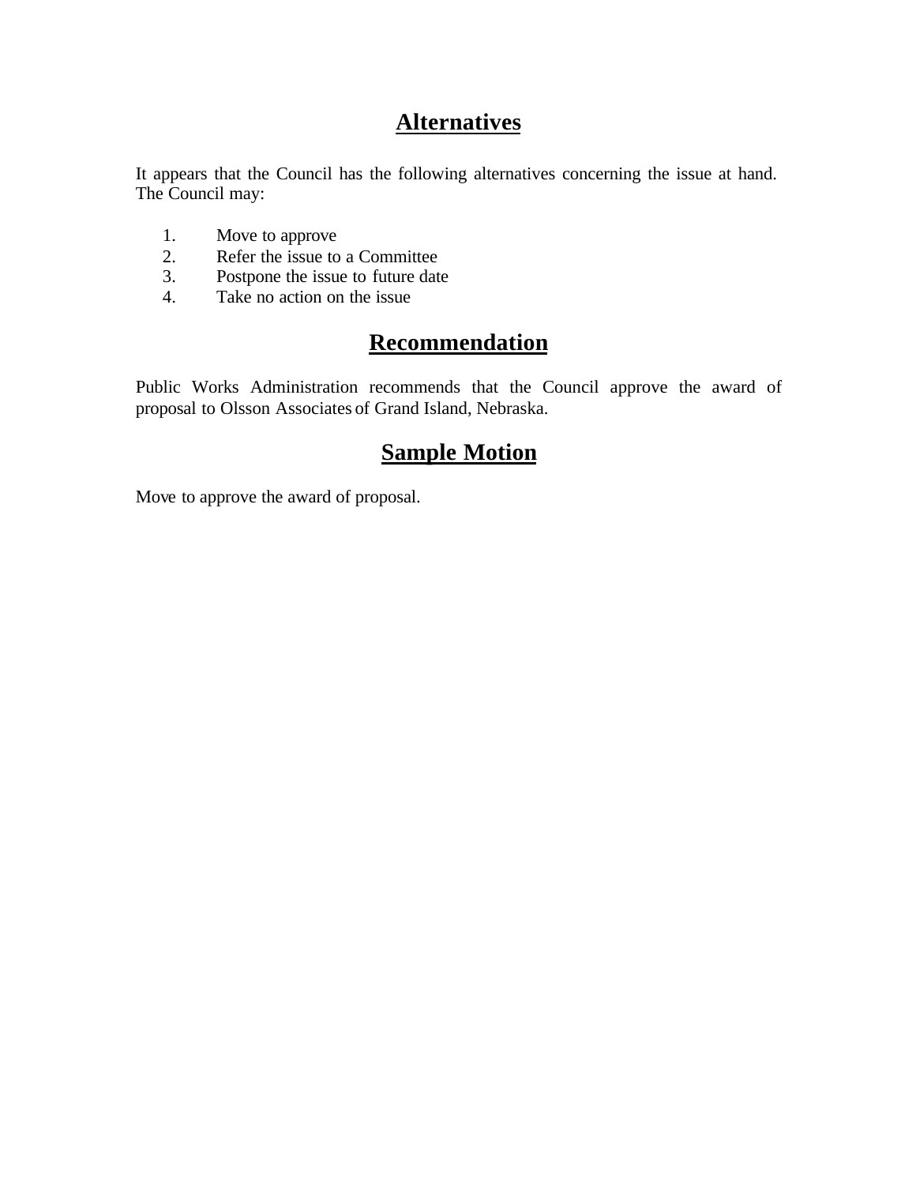## Alternatives

It appears that the Council has the following alternatives concerning the issue at hand. The Council may:

1. Move to approve
2. Refer the issue to a Committee
3. Postpone the issue to future date
4. Take no action on the issue

## Recommendation

Public Works Administration recommends that the Council approve the award of proposal to Olsson Associates of Grand Island, Nebraska.

## Sample Motion

Move to approve the award of proposal.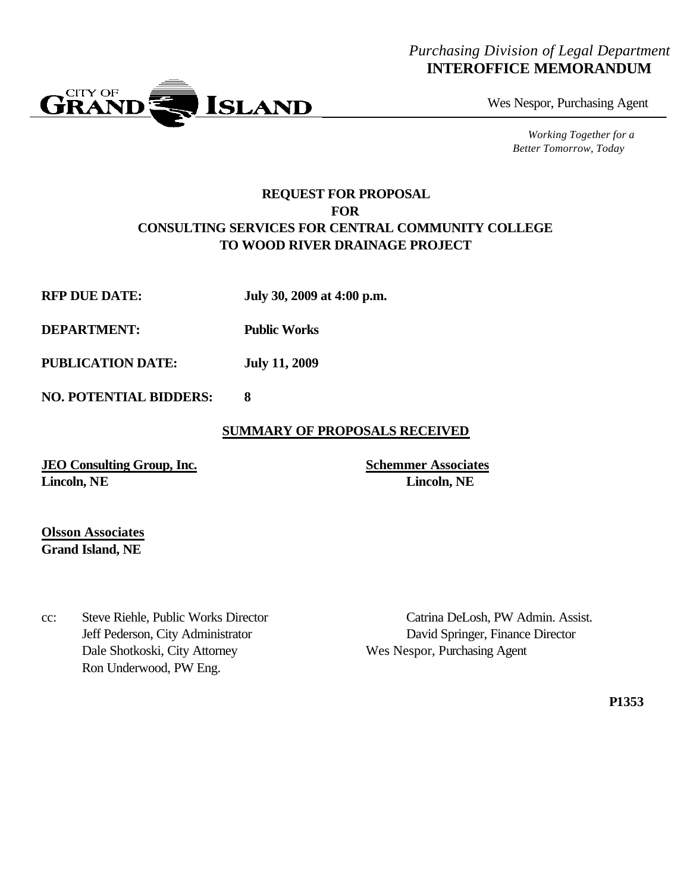*Purchasing Division of Legal Department*
**INTEROFFICE MEMORANDUM**

CITY OF GRAND ISLAND

Wes Nespor, Purchasing Agent

*Working Together for a Better Tomorrow, Today*

**REQUEST FOR PROPOSAL**
**FOR**
**CONSULTING SERVICES FOR CENTRAL COMMUNITY COLLEGE TO WOOD RIVER DRAINAGE PROJECT**

**RFP DUE DATE:** **July 30, 2009 at 4:00 p.m.**

**DEPARTMENT:** **Public Works**

**PUBLICATION DATE:** **July 11, 2009**

**NO. POTENTIAL BIDDERS:** **8**

**SUMMARY OF PROPOSALS RECEIVED**

**JEO Consulting Group, Inc.**
**Lincoln, NE**

**Schemmer Associates**
**Lincoln, NE**

**Olsson Associates**
**Grand Island, NE**

cc: Steve Riehle, Public Works Director
Jeff Pederson, City Administrator
Dale Shotkoski, City Attorney
Ron Underwood, PW Eng.
Catrina DeLosh, PW Admin. Assist.
David Springer, Finance Director
Wes Nespor, Purchasing Agent

**P1353**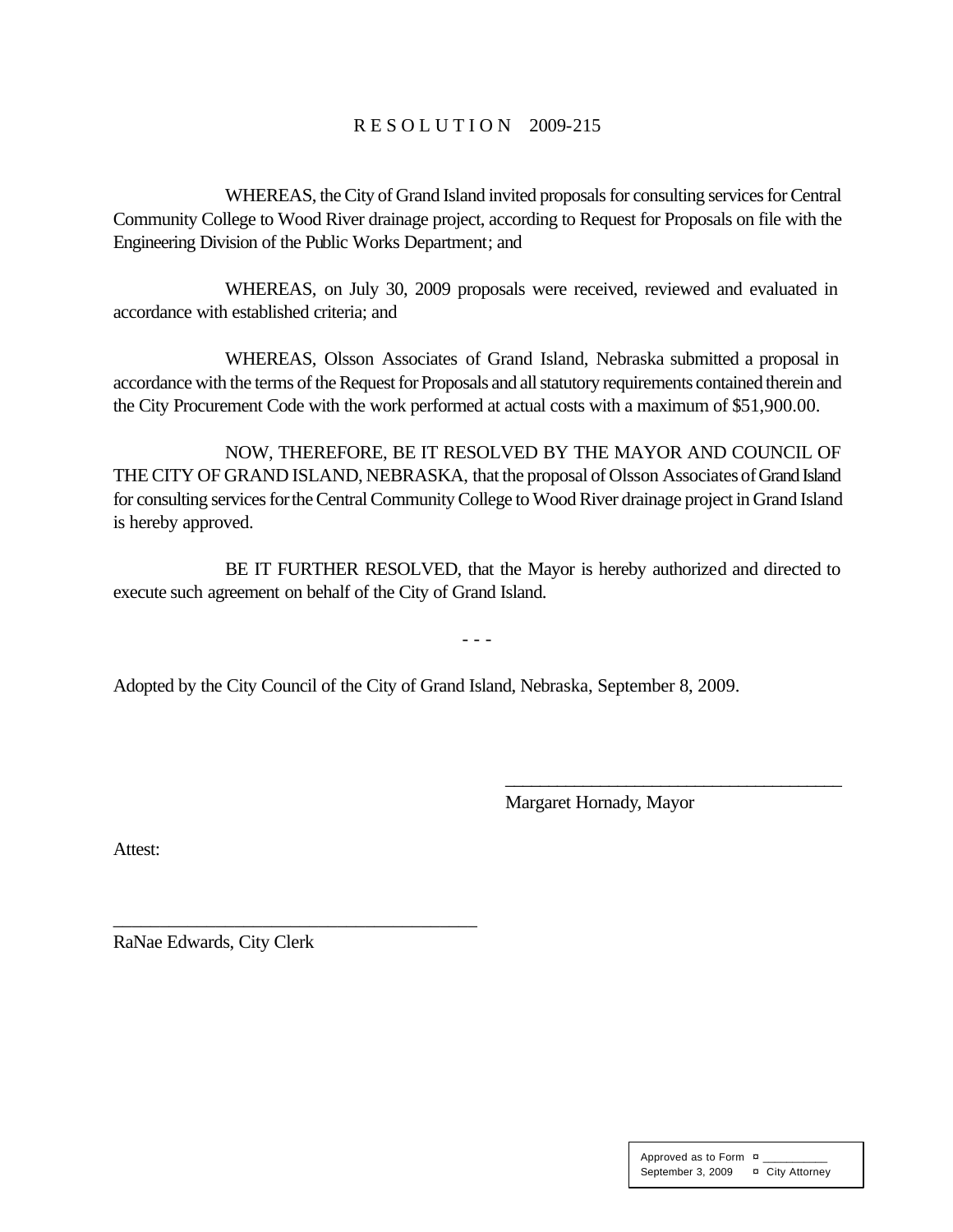# R E S O L U T I O N 2009-215

WHEREAS, the City of Grand Island invited proposals for consulting services for Central Community College to Wood River drainage project, according to Request for Proposals on file with the Engineering Division of the Public Works Department; and

WHEREAS, on July 30, 2009 proposals were received, reviewed and evaluated in accordance with established criteria; and

WHEREAS, Olsson Associates of Grand Island, Nebraska submitted a proposal in accordance with the terms of the Request for Proposals and all statutory requirements contained therein and the City Procurement Code with the work performed at actual costs with a maximum of $51,900.00.

NOW, THEREFORE, BE IT RESOLVED BY THE MAYOR AND COUNCIL OF THE CITY OF GRAND ISLAND, NEBRASKA, that the proposal of Olsson Associates of Grand Island for consulting services for the Central Community College to Wood River drainage project in Grand Island is hereby approved.

BE IT FURTHER RESOLVED, that the Mayor is hereby authorized and directed to execute such agreement on behalf of the City of Grand Island.

- - -

Adopted by the City Council of the City of Grand Island, Nebraska, September 8, 2009.

_____________________________________
Margaret Hornady, Mayor

Attest:

_____________________________________
RaNae Edwards, City Clerk

Approved as to Form ¤ ___________
September 3, 2009 ¤ City Attorney